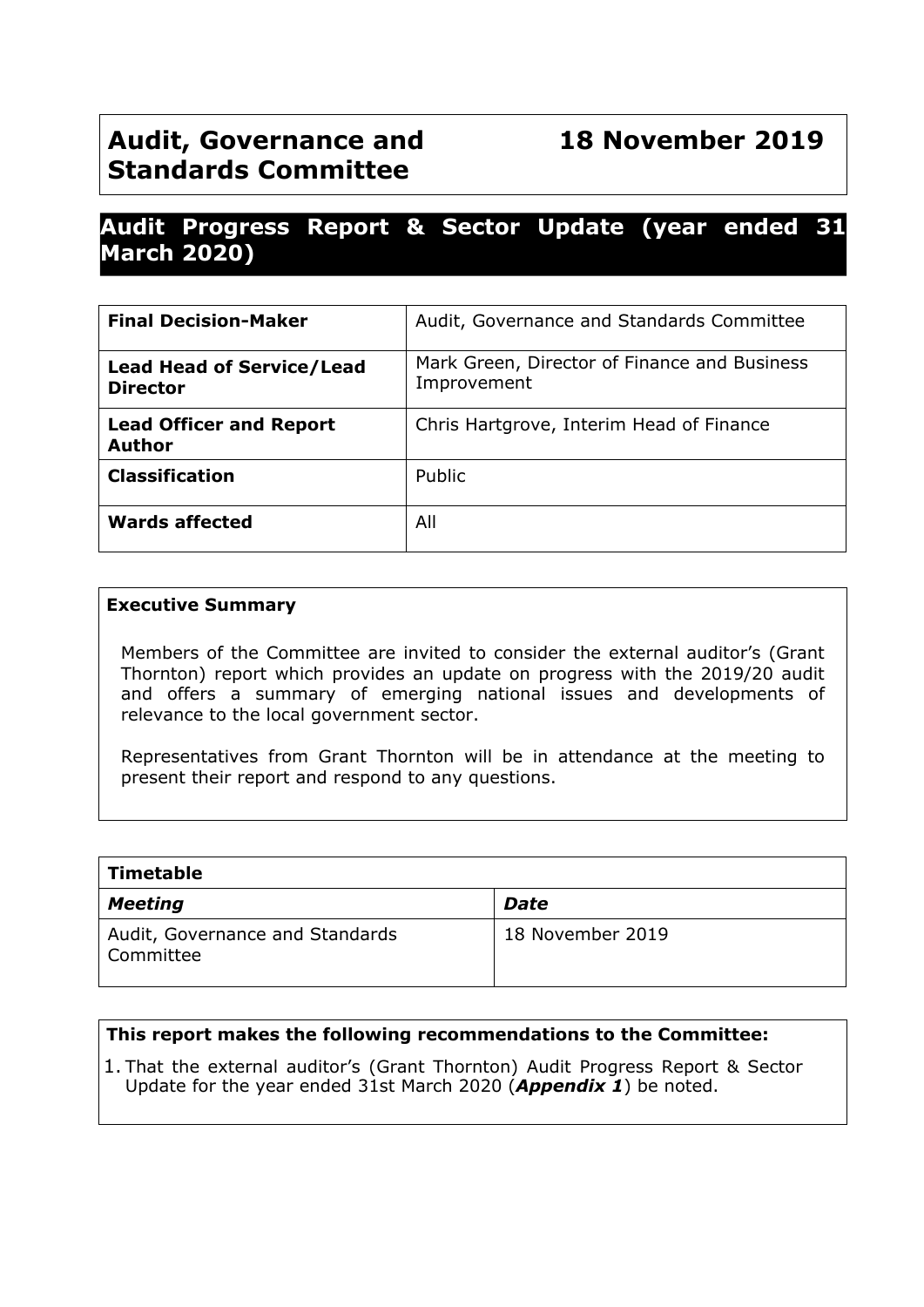# Audit, Governance and Standards Committee — 18 November 2019

## Audit Progress Report & Sector Update (year ended 31 March 2020)

| **Final Decision-Maker** | Audit, Governance and Standards Committee |
|---|---|
| **Lead Head of Service/Lead Director** | Mark Green, Director of Finance and Business Improvement |
| **Lead Officer and Report Author** | Chris Hartgrove, Interim Head of Finance |
| **Classification** | Public |
| **Wards affected** | All |

**Executive Summary**

Members of the Committee are invited to consider the external auditor's (Grant Thornton) report which provides an update on progress with the 2019/20 audit and offers a summary of emerging national issues and developments of relevance to the local government sector.

Representatives from Grant Thornton will be in attendance at the meeting to present their report and respond to any questions.

| **Timetable** | |
|---|---|
| ***Meeting*** | ***Date*** |
| Audit, Governance and Standards Committee | 18 November 2019 |

**This report makes the following recommendations to the Committee:**

1. That the external auditor's (Grant Thornton) Audit Progress Report & Sector Update for the year ended 31st March 2020 (***Appendix 1***) be noted.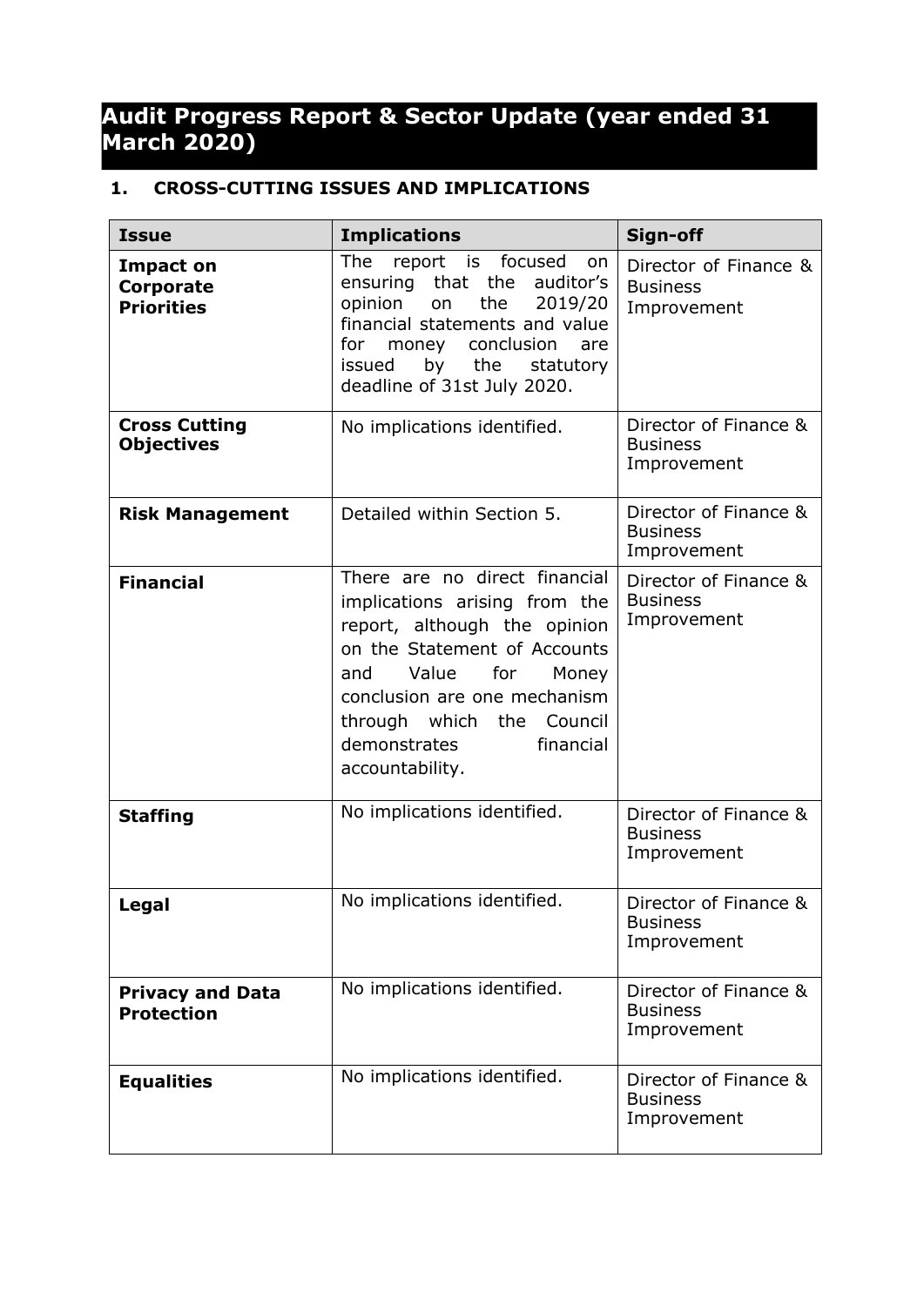# Audit Progress Report & Sector Update (year ended 31 March 2020)

## 1. CROSS-CUTTING ISSUES AND IMPLICATIONS

| Issue | Implications | Sign-off |
|---|---|---|
| **Impact on Corporate Priorities** | The report is focused on ensuring that the auditor's opinion on the 2019/20 financial statements and value for money conclusion are issued by the statutory deadline of 31st July 2020. | Director of Finance & Business Improvement |
| **Cross Cutting Objectives** | No implications identified. | Director of Finance & Business Improvement |
| **Risk Management** | Detailed within Section 5. | Director of Finance & Business Improvement |
| **Financial** | There are no direct financial implications arising from the report, although the opinion on the Statement of Accounts and Value for Money conclusion are one mechanism through which the Council demonstrates financial accountability. | Director of Finance & Business Improvement |
| **Staffing** | No implications identified. | Director of Finance & Business Improvement |
| **Legal** | No implications identified. | Director of Finance & Business Improvement |
| **Privacy and Data Protection** | No implications identified. | Director of Finance & Business Improvement |
| **Equalities** | No implications identified. | Director of Finance & Business Improvement |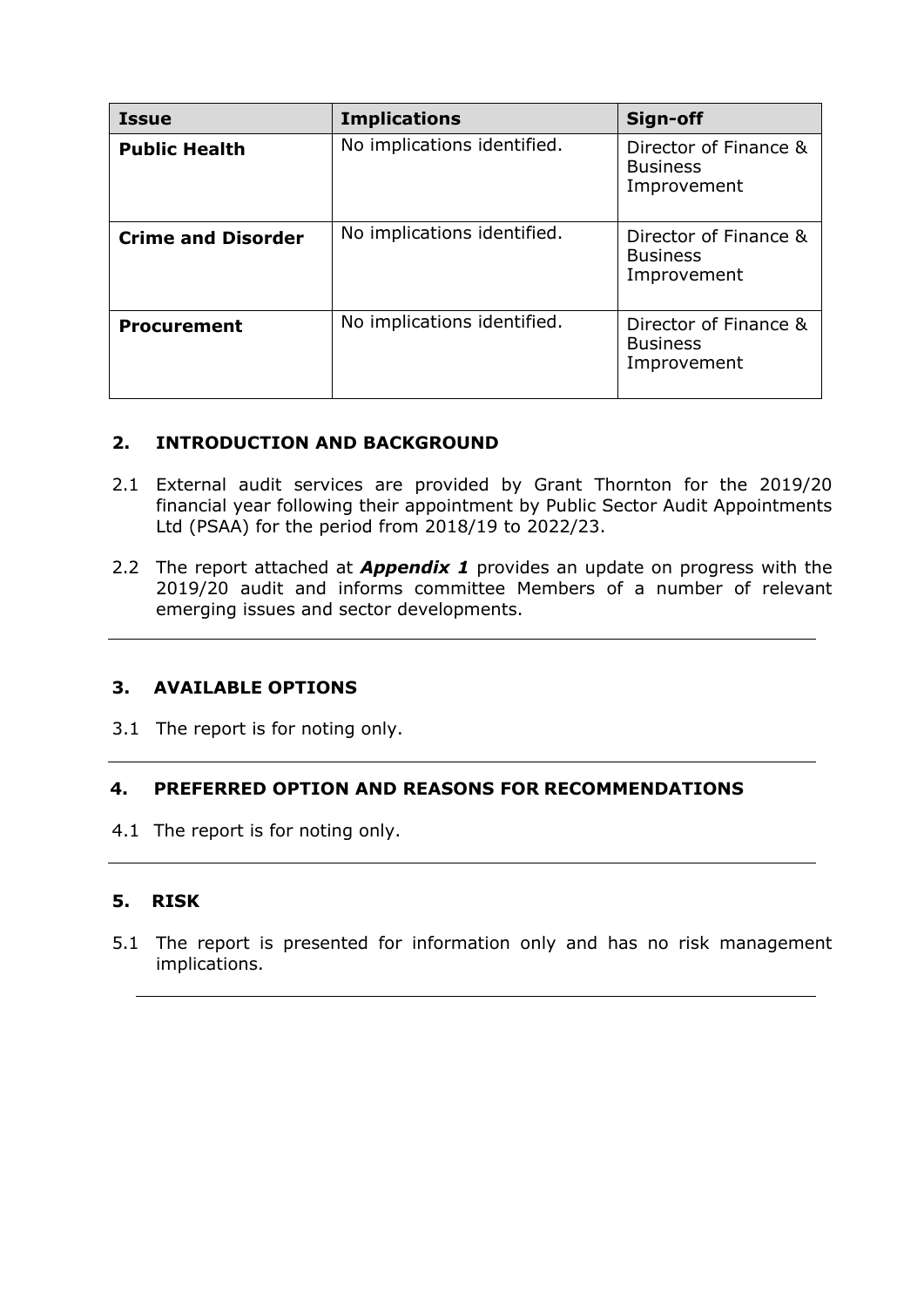| Issue | Implications | Sign-off |
|---|---|---|
| **Public Health** | No implications identified. | Director of Finance & Business Improvement |
| **Crime and Disorder** | No implications identified. | Director of Finance & Business Improvement |
| **Procurement** | No implications identified. | Director of Finance & Business Improvement |

## 2. INTRODUCTION AND BACKGROUND

2.1 External audit services are provided by Grant Thornton for the 2019/20 financial year following their appointment by Public Sector Audit Appointments Ltd (PSAA) for the period from 2018/19 to 2022/23.

2.2 The report attached at ***Appendix 1*** provides an update on progress with the 2019/20 audit and informs committee Members of a number of relevant emerging issues and sector developments.

## 3. AVAILABLE OPTIONS

3.1 The report is for noting only.

## 4. PREFERRED OPTION AND REASONS FOR RECOMMENDATIONS

4.1 The report is for noting only.

## 5. RISK

5.1 The report is presented for information only and has no risk management implications.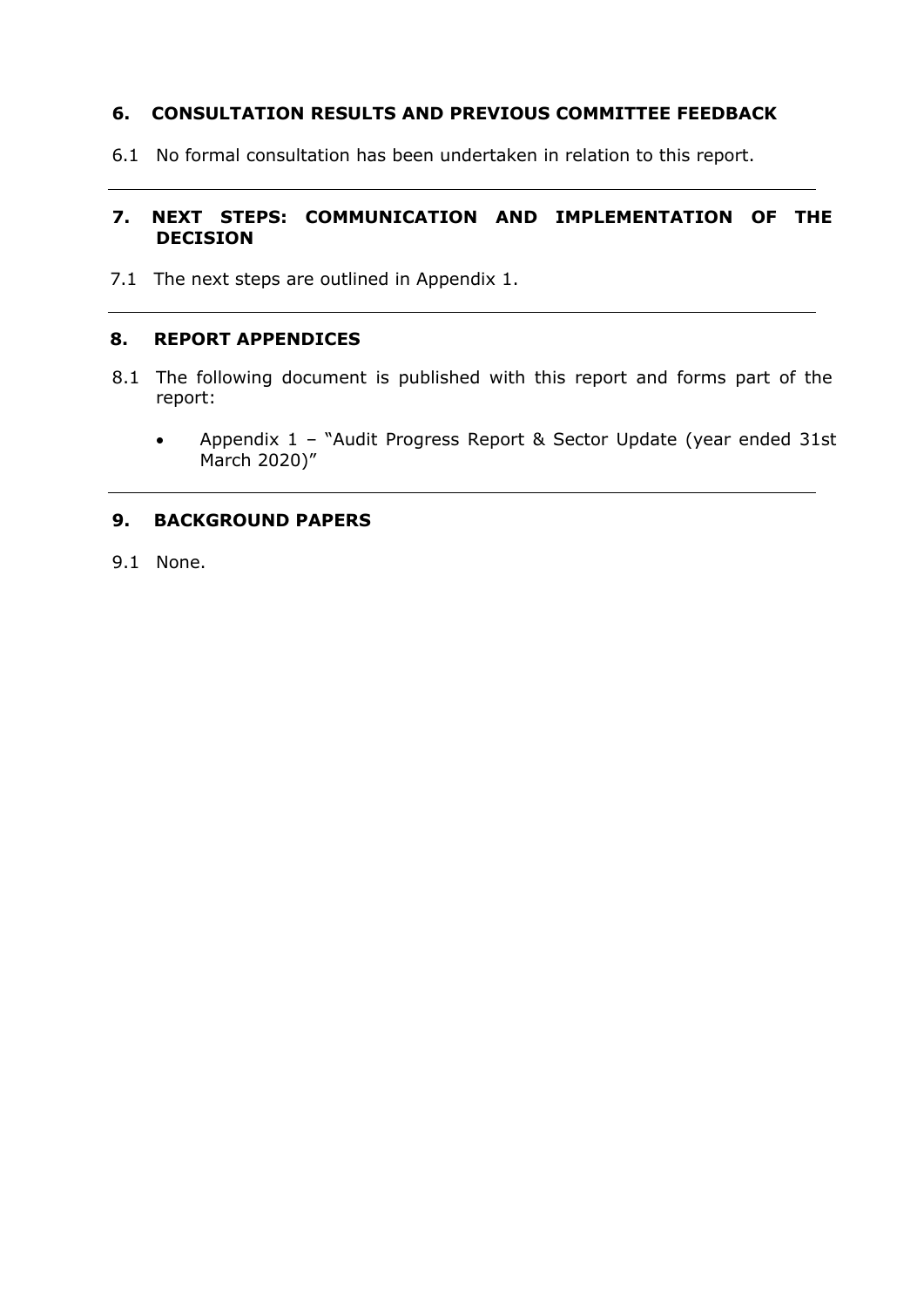## 6. CONSULTATION RESULTS AND PREVIOUS COMMITTEE FEEDBACK

6.1 No formal consultation has been undertaken in relation to this report.

---

## 7. NEXT STEPS: COMMUNICATION AND IMPLEMENTATION OF THE DECISION

7.1 The next steps are outlined in Appendix 1.

---

## 8. REPORT APPENDICES

8.1 The following document is published with this report and forms part of the report:

- Appendix 1 – "Audit Progress Report & Sector Update (year ended 31st March 2020)"

---

## 9. BACKGROUND PAPERS

9.1 None.